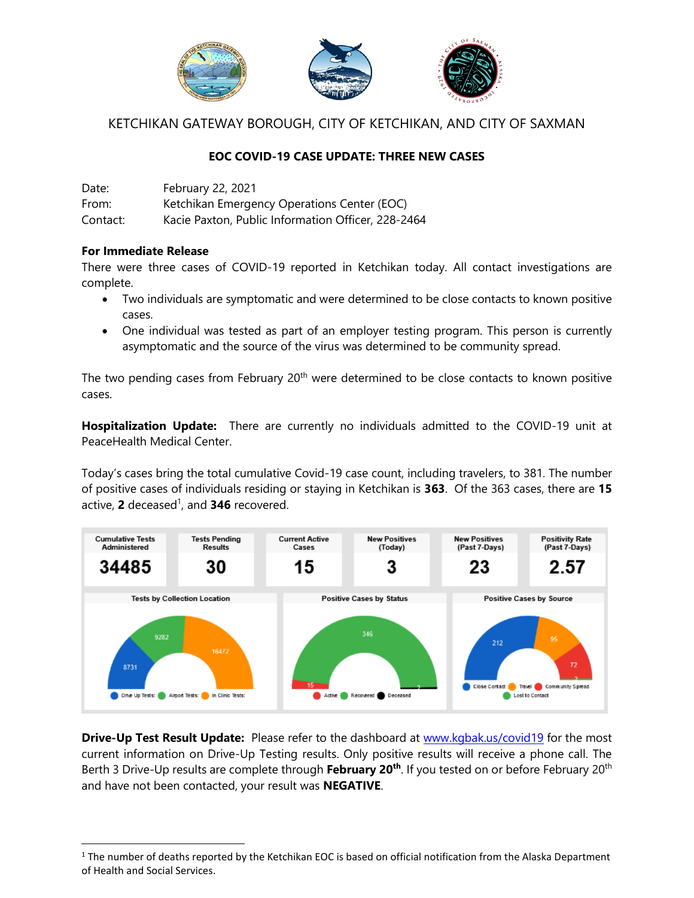KETCHIKAN GATEWAY BOROUGH, CITY OF KETCHIKAN, AND CITY OF SAXMAN

**EOC COVID-19 CASE UPDATE: THREE NEW CASES**

Date: February 22, 2021
From: Ketchikan Emergency Operations Center (EOC)
Contact: Kacie Paxton, Public Information Officer, 228-2464

**For Immediate Release**
There were three cases of COVID-19 reported in Ketchikan today. All contact investigations are complete.

- Two individuals are symptomatic and were determined to be close contacts to known positive cases.
- One individual was tested as part of an employer testing program. This person is currently asymptomatic and the source of the virus was determined to be community spread.

The two pending cases from February 20th were determined to be close contacts to known positive cases.

**Hospitalization Update:** There are currently no individuals admitted to the COVID-19 unit at PeaceHealth Medical Center.

Today's cases bring the total cumulative Covid-19 case count, including travelers, to 381. The number of positive cases of individuals residing or staying in Ketchikan is **363**. Of the 363 cases, there are **15** active, **2** deceased[1], and **346** recovered.

| Cumulative Tests Administered | Tests Pending Results | Current Active Cases | New Positives (Today) | New Positives (Past 7-Days) | Positivity Rate (Past 7-Days) |
|---|---|---|---|---|---|
| 34485 | 30 | 15 | 3 | 23 | 2.57 |

**Tests by Collection Location:** Drive Up Tests: 8731; Airport Tests: 9282; In Clinic Tests: 16472

**Positive Cases by Status:** Active: 15; Recovered: 346; Deceased: 2

**Positive Cases by Source:** Close Contact: 212; Travel: 95; Community Spread: 72; Lost to Contact: 2

**Drive-Up Test Result Update:** Please refer to the dashboard at www.kgbak.us/covid19 for the most current information on Drive-Up Testing results. Only positive results will receive a phone call. The Berth 3 Drive-Up results are complete through **February 20th**. If you tested on or before February 20th and have not been contacted, your result was **NEGATIVE**.

[1] The number of deaths reported by the Ketchikan EOC is based on official notification from the Alaska Department of Health and Social Services.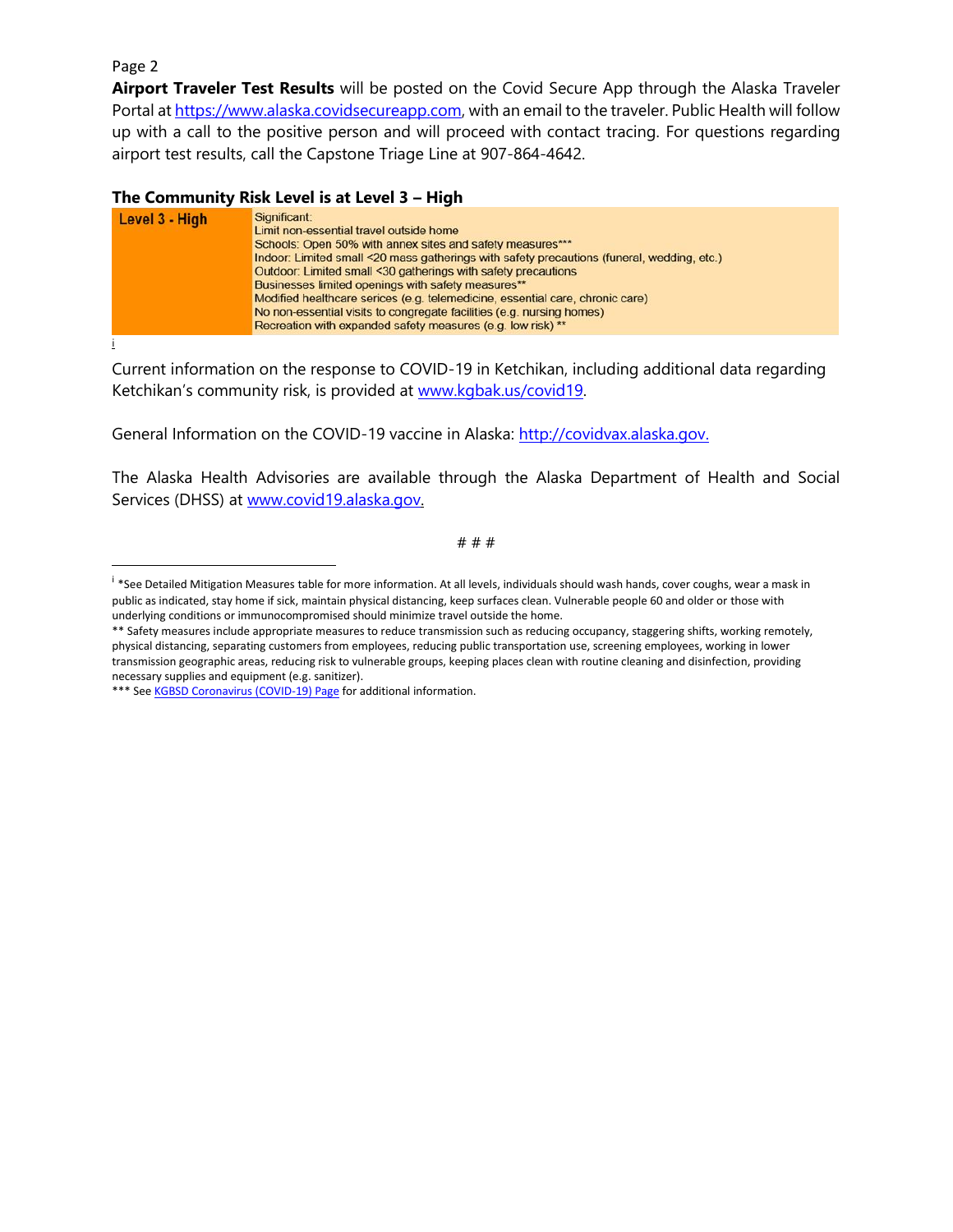**Airport Traveler Test Results** will be posted on the Covid Secure App through the Alaska Traveler Portal at https://www.alaska.covidsecureapp.com, with an email to the traveler. Public Health will follow up with a call to the positive person and will proceed with contact tracing. For questions regarding airport test results, call the Capstone Triage Line at 907-864-4642.

**The Community Risk Level is at Level 3 – High**

| | |
|---|---|
| **Level 3 - High** | Significant:<br>Limit non-essential travel outside home<br>Schools: Open 50% with annex sites and safety measures***<br>Indoor: Limited small <20 mass gatherings with safety precautions (funeral, wedding, etc.)<br>Outdoor: Limited small <30 gatherings with safety precautions<br>Businesses limited openings with safety measures**<br>Modified healthcare serices (e.g. telemedicine, essential care, chronic care)<br>No non-essential visits to congregate facilities (e.g. nursing homes)<br>Recreation with expanded safety measures (e.g. low risk) ** |

[i]

Current information on the response to COVID-19 in Ketchikan, including additional data regarding Ketchikan's community risk, is provided at www.kgbak.us/covid19.

General Information on the COVID-19 vaccine in Alaska: http://covidvax.alaska.gov.

The Alaska Health Advisories are available through the Alaska Department of Health and Social Services (DHSS) at www.covid19.alaska.gov.

# # #

---

[i] *See Detailed Mitigation Measures table for more information. At all levels, individuals should wash hands, cover coughs, wear a mask in public as indicated, stay home if sick, maintain physical distancing, keep surfaces clean. Vulnerable people 60 and older or those with underlying conditions or immunocompromised should minimize travel outside the home.

** Safety measures include appropriate measures to reduce transmission such as reducing occupancy, staggering shifts, working remotely, physical distancing, separating customers from employees, reducing public transportation use, screening employees, working in lower transmission geographic areas, reducing risk to vulnerable groups, keeping places clean with routine cleaning and disinfection, providing necessary supplies and equipment (e.g. sanitizer).

*** See KGBSD Coronavirus (COVID-19) Page for additional information.